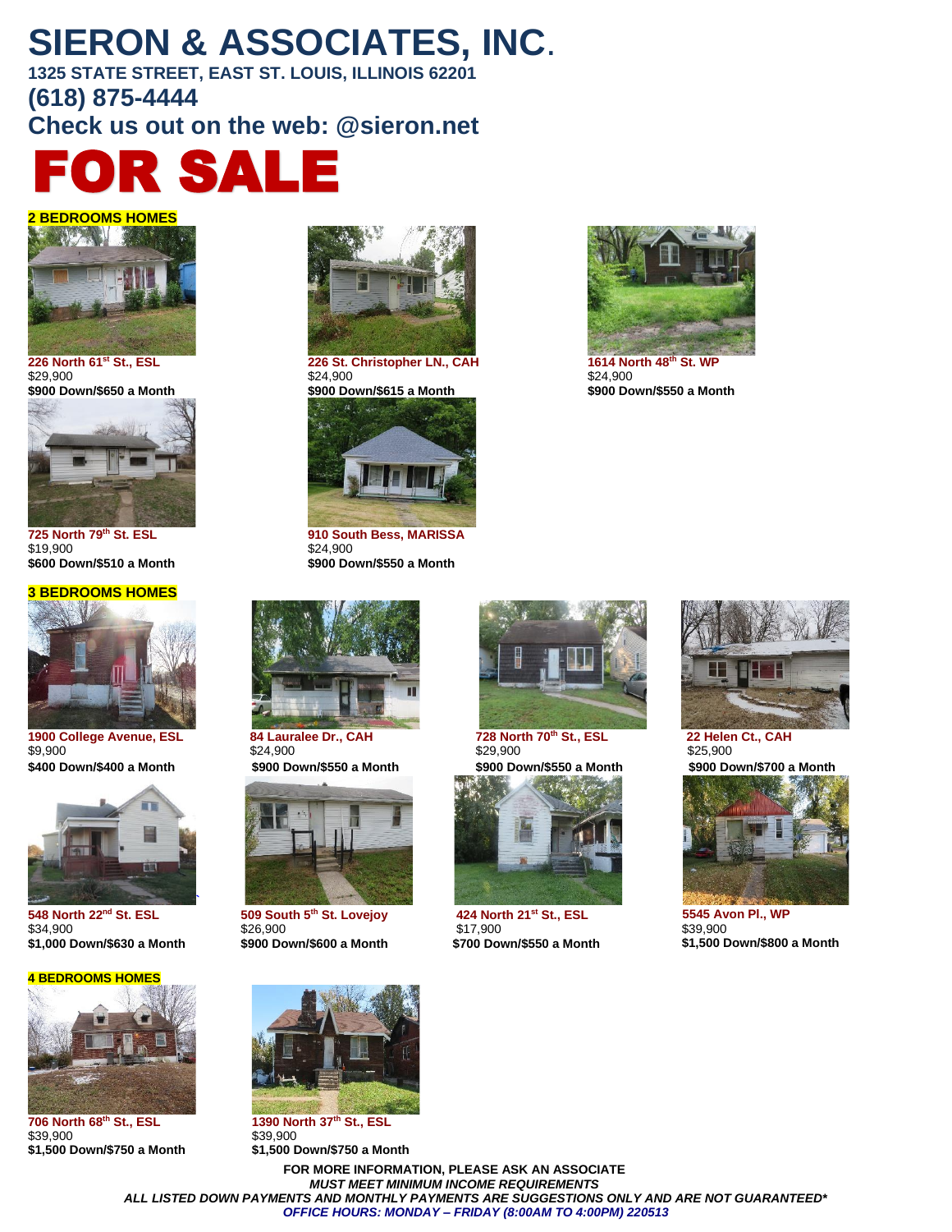# SIERON & ASSOCIATES, INC.

**1325 STATE STREET, EAST ST. LOUIS, ILLINOIS 62201**

**(618) 875-4444**

**Check us out on the web: @sieron.net**

# FOR SALE

## 2 BEDROOMS HOMES

**226 North 61st St., ESL**
$29,900
**$900 Down/$650 a Month**

**226 St. Christopher LN., CAH**
$24,900
**$900 Down/$615 a Month**

**1614 North 48th St. WP**
$24,900
**$900 Down/$550 a Month**

**725 North 79th St. ESL**
$19,900
**$600 Down/$510 a Month**

**910 South Bess, MARISSA**
$24,900
**$900 Down/$550 a Month**

## 3 BEDROOMS HOMES

**1900 College Avenue, ESL**
$9,900
**$400 Down/$400 a Month**

**84 Lauralee Dr., CAH**
$24,900
**$900 Down/$550 a Month**

**728 North 70th St., ESL**
$29,900
**$900 Down/$550 a Month**

**22 Helen Ct., CAH**
$25,900
**$900 Down/$700 a Month**

**548 North 22nd St. ESL**
$34,900
**$1,000 Down/$630 a Month**

**509 South 5th St. Lovejoy**
$26,900
**$900 Down/$600 a Month**

**424 North 21st St., ESL**
$17,900
**$700 Down/$550 a Month**

**5545 Avon Pl., WP**
$39,900
**$1,500 Down/$800 a Month**

## 4 BEDROOMS HOMES

**706 North 68th St., ESL**
$39,900
**$1,500 Down/$750 a Month**

**1390 North 37th St., ESL**
$39,900
**$1,500 Down/$750 a Month**

**FOR MORE INFORMATION, PLEASE ASK AN ASSOCIATE**

***MUST MEET MINIMUM INCOME REQUIREMENTS***

***ALL LISTED DOWN PAYMENTS AND MONTHLY PAYMENTS ARE SUGGESTIONS ONLY AND ARE NOT GUARANTEED****

***OFFICE HOURS: MONDAY – FRIDAY (8:00AM TO 4:00PM) 220513***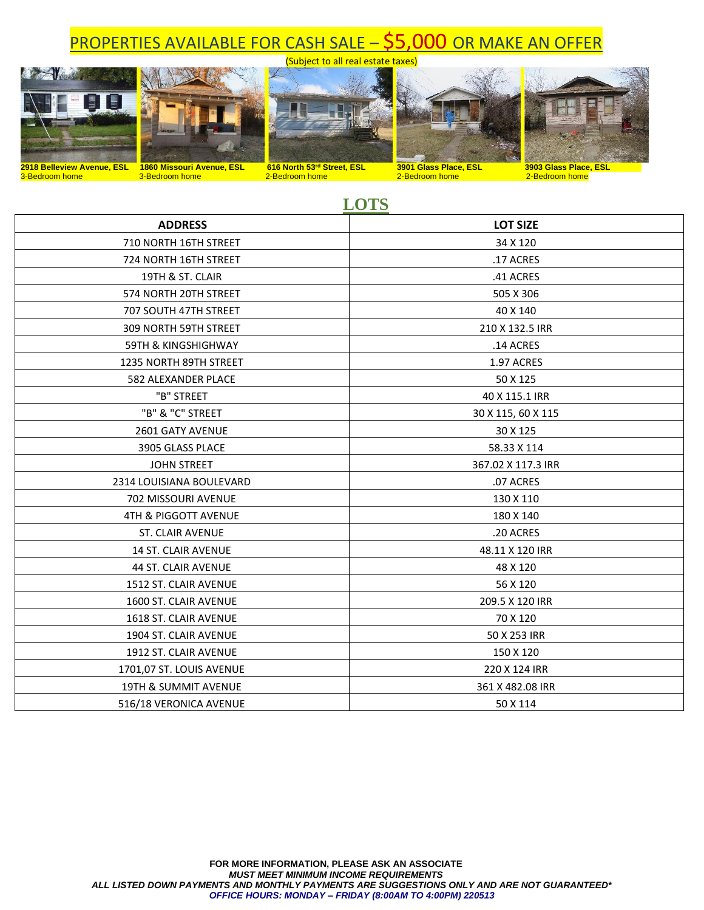# PROPERTIES AVAILABLE FOR CASH SALE – $5,000 OR MAKE AN OFFER

(Subject to all real estate taxes)

**2918 Belleview Avenue, ESL**
3-Bedroom home

**1860 Missouri Avenue, ESL**
3-Bedroom home

**616 North 53rd Street, ESL**
2-Bedroom home

**3901 Glass Place, ESL**
2-Bedroom home

**3903 Glass Place, ESL**
2-Bedroom home

## LOTS

| ADDRESS | LOT SIZE |
|---|---|
| 710 NORTH 16TH STREET | 34 X 120 |
| 724 NORTH 16TH STREET | .17 ACRES |
| 19TH & ST. CLAIR | .41 ACRES |
| 574 NORTH 20TH STREET | 505 X 306 |
| 707 SOUTH 47TH STREET | 40 X 140 |
| 309 NORTH 59TH STREET | 210 X 132.5 IRR |
| 59TH & KINGSHIGHWAY | .14 ACRES |
| 1235 NORTH 89TH STREET | 1.97 ACRES |
| 582 ALEXANDER PLACE | 50 X 125 |
| "B" STREET | 40 X 115.1 IRR |
| "B" & "C" STREET | 30 X 115, 60 X 115 |
| 2601 GATY AVENUE | 30 X 125 |
| 3905 GLASS PLACE | 58.33 X 114 |
| JOHN STREET | 367.02 X 117.3 IRR |
| 2314 LOUISIANA BOULEVARD | .07 ACRES |
| 702 MISSOURI AVENUE | 130 X 110 |
| 4TH & PIGGOTT AVENUE | 180 X 140 |
| ST. CLAIR AVENUE | .20 ACRES |
| 14 ST. CLAIR AVENUE | 48.11 X 120 IRR |
| 44 ST. CLAIR AVENUE | 48 X 120 |
| 1512 ST. CLAIR AVENUE | 56 X 120 |
| 1600 ST. CLAIR AVENUE | 209.5 X 120 IRR |
| 1618 ST. CLAIR AVENUE | 70 X 120 |
| 1904 ST. CLAIR AVENUE | 50 X 253 IRR |
| 1912 ST. CLAIR AVENUE | 150 X 120 |
| 1701,07 ST. LOUIS AVENUE | 220 X 124 IRR |
| 19TH & SUMMIT AVENUE | 361 X 482.08 IRR |
| 516/18 VERONICA AVENUE | 50 X 114 |

**FOR MORE INFORMATION, PLEASE ASK AN ASSOCIATE**

***MUST MEET MINIMUM INCOME REQUIREMENTS***

***ALL LISTED DOWN PAYMENTS AND MONTHLY PAYMENTS ARE SUGGESTIONS ONLY AND ARE NOT GUARANTEED****

***OFFICE HOURS: MONDAY – FRIDAY (8:00AM TO 4:00PM) 220513***